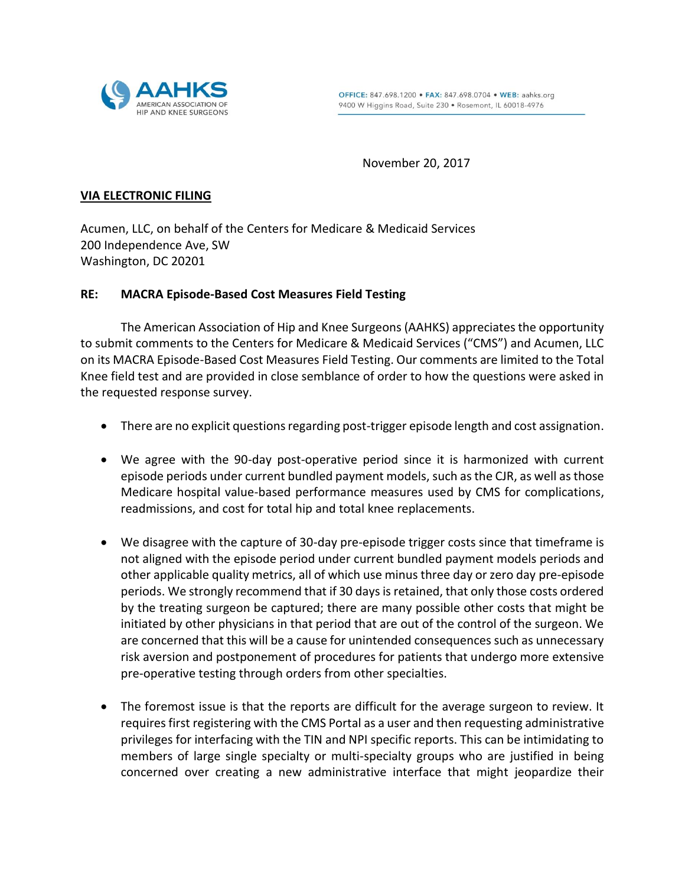AAHKS
AMERICAN ASSOCIATION OF
HIP AND KNEE SURGEONS

OFFICE: 847.698.1200 • FAX: 847.698.0704 • WEB: aahks.org
9400 W Higgins Road, Suite 230 • Rosemont, IL 60018-4976

November 20, 2017

**VIA ELECTRONIC FILING**

Acumen, LLC, on behalf of the Centers for Medicare & Medicaid Services
200 Independence Ave, SW
Washington, DC 20201

**RE: MACRA Episode-Based Cost Measures Field Testing**

The American Association of Hip and Knee Surgeons (AAHKS) appreciates the opportunity to submit comments to the Centers for Medicare & Medicaid Services ("CMS") and Acumen, LLC on its MACRA Episode-Based Cost Measures Field Testing. Our comments are limited to the Total Knee field test and are provided in close semblance of order to how the questions were asked in the requested response survey.

- There are no explicit questions regarding post-trigger episode length and cost assignation.

- We agree with the 90-day post-operative period since it is harmonized with current episode periods under current bundled payment models, such as the CJR, as well as those Medicare hospital value-based performance measures used by CMS for complications, readmissions, and cost for total hip and total knee replacements.

- We disagree with the capture of 30-day pre-episode trigger costs since that timeframe is not aligned with the episode period under current bundled payment models periods and other applicable quality metrics, all of which use minus three day or zero day pre-episode periods. We strongly recommend that if 30 days is retained, that only those costs ordered by the treating surgeon be captured; there are many possible other costs that might be initiated by other physicians in that period that are out of the control of the surgeon. We are concerned that this will be a cause for unintended consequences such as unnecessary risk aversion and postponement of procedures for patients that undergo more extensive pre-operative testing through orders from other specialties.

- The foremost issue is that the reports are difficult for the average surgeon to review. It requires first registering with the CMS Portal as a user and then requesting administrative privileges for interfacing with the TIN and NPI specific reports. This can be intimidating to members of large single specialty or multi-specialty groups who are justified in being concerned over creating a new administrative interface that might jeopardize their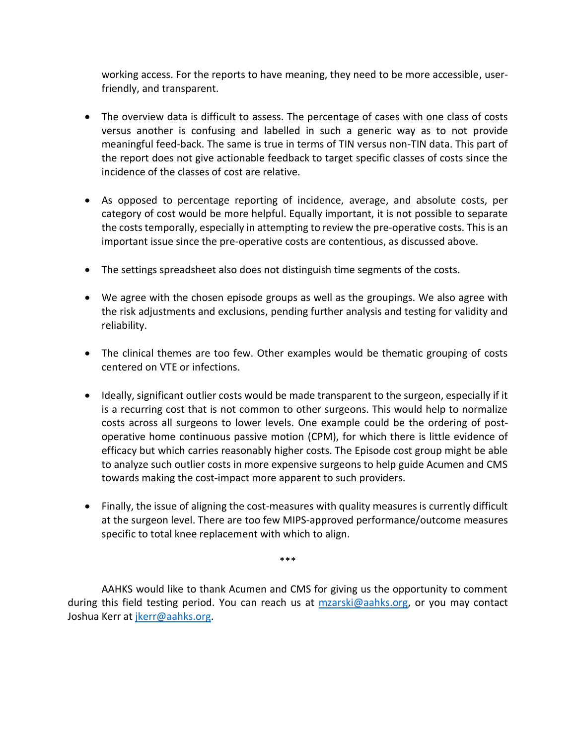working access. For the reports to have meaning, they need to be more accessible, user-friendly, and transparent.

- The overview data is difficult to assess. The percentage of cases with one class of costs versus another is confusing and labelled in such a generic way as to not provide meaningful feed-back. The same is true in terms of TIN versus non-TIN data. This part of the report does not give actionable feedback to target specific classes of costs since the incidence of the classes of cost are relative.

- As opposed to percentage reporting of incidence, average, and absolute costs, per category of cost would be more helpful. Equally important, it is not possible to separate the costs temporally, especially in attempting to review the pre-operative costs. This is an important issue since the pre-operative costs are contentious, as discussed above.

- The settings spreadsheet also does not distinguish time segments of the costs.

- We agree with the chosen episode groups as well as the groupings. We also agree with the risk adjustments and exclusions, pending further analysis and testing for validity and reliability.

- The clinical themes are too few. Other examples would be thematic grouping of costs centered on VTE or infections.

- Ideally, significant outlier costs would be made transparent to the surgeon, especially if it is a recurring cost that is not common to other surgeons. This would help to normalize costs across all surgeons to lower levels. One example could be the ordering of post-operative home continuous passive motion (CPM), for which there is little evidence of efficacy but which carries reasonably higher costs. The Episode cost group might be able to analyze such outlier costs in more expensive surgeons to help guide Acumen and CMS towards making the cost-impact more apparent to such providers.

- Finally, the issue of aligning the cost-measures with quality measures is currently difficult at the surgeon level. There are too few MIPS-approved performance/outcome measures specific to total knee replacement with which to align.

***

AAHKS would like to thank Acumen and CMS for giving us the opportunity to comment during this field testing period. You can reach us at mzarski@aahks.org, or you may contact Joshua Kerr at jkerr@aahks.org.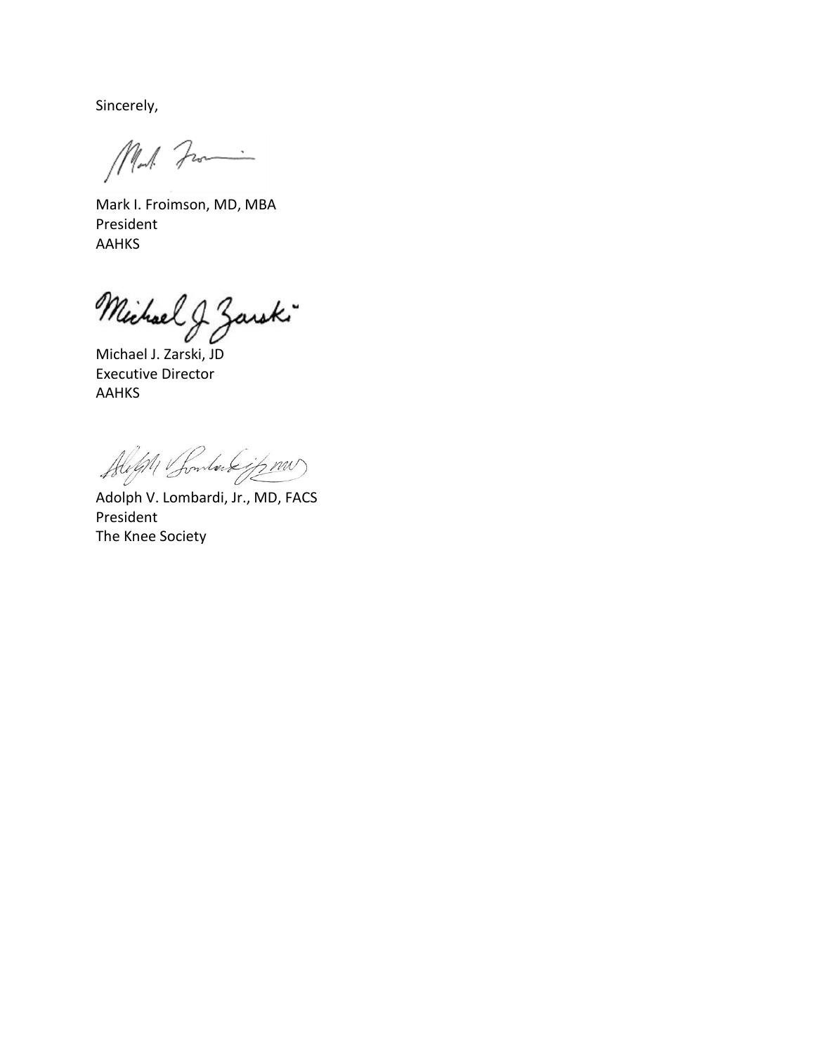Sincerely,

Mark I. Froimson, MD, MBA  
President  
AAHKS

Michael J. Zarski, JD  
Executive Director  
AAHKS

Adolph V. Lombardi, Jr., MD, FACS  
President  
The Knee Society